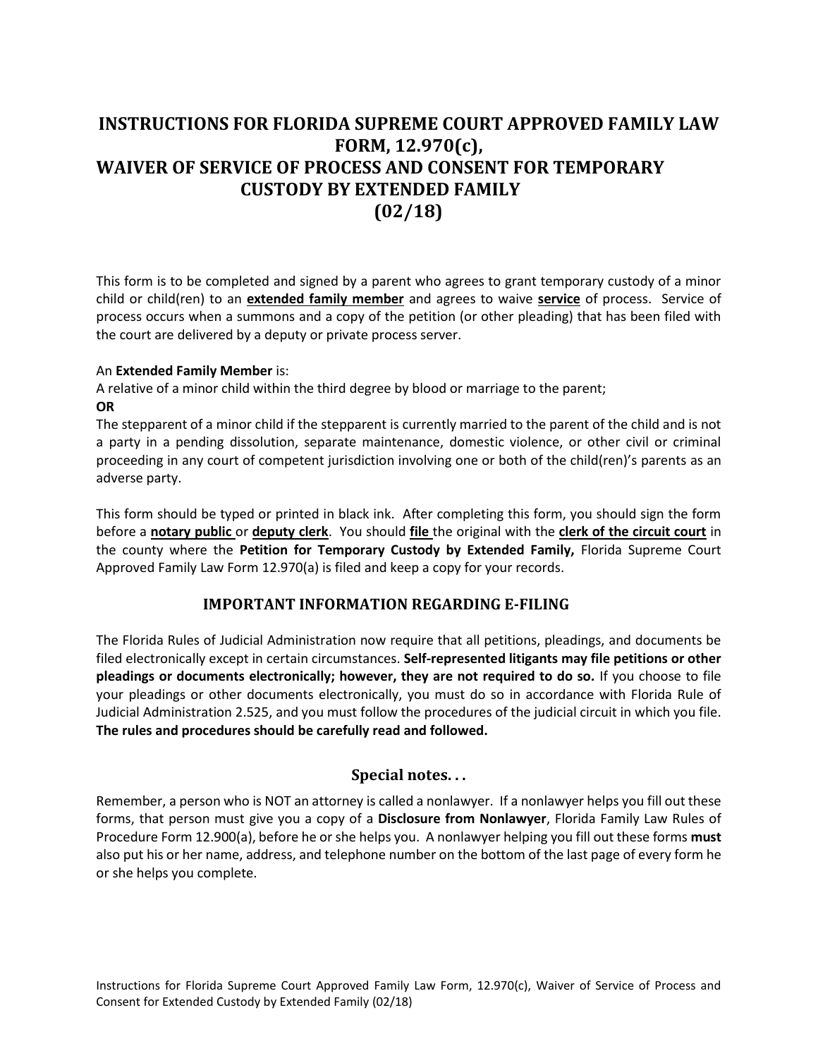# INSTRUCTIONS FOR FLORIDA SUPREME COURT APPROVED FAMILY LAW FORM, 12.970(c), WAIVER OF SERVICE OF PROCESS AND CONSENT FOR TEMPORARY CUSTODY BY EXTENDED FAMILY (02/18)

This form is to be completed and signed by a parent who agrees to grant temporary custody of a minor child or child(ren) to an **extended family member** and agrees to waive **service** of process. Service of process occurs when a summons and a copy of the petition (or other pleading) that has been filed with the court are delivered by a deputy or private process server.

An **Extended Family Member** is:
A relative of a minor child within the third degree by blood or marriage to the parent;
**OR**
The stepparent of a minor child if the stepparent is currently married to the parent of the child and is not a party in a pending dissolution, separate maintenance, domestic violence, or other civil or criminal proceeding in any court of competent jurisdiction involving one or both of the child(ren)'s parents as an adverse party.

This form should be typed or printed in black ink. After completing this form, you should sign the form before a **notary public** or **deputy clerk**. You should **file** the original with the **clerk of the circuit court** in the county where the **Petition for Temporary Custody by Extended Family,** Florida Supreme Court Approved Family Law Form 12.970(a) is filed and keep a copy for your records.

## IMPORTANT INFORMATION REGARDING E-FILING

The Florida Rules of Judicial Administration now require that all petitions, pleadings, and documents be filed electronically except in certain circumstances. **Self-represented litigants may file petitions or other pleadings or documents electronically; however, they are not required to do so.** If you choose to file your pleadings or other documents electronically, you must do so in accordance with Florida Rule of Judicial Administration 2.525, and you must follow the procedures of the judicial circuit in which you file. **The rules and procedures should be carefully read and followed.**

## Special notes. . .

Remember, a person who is NOT an attorney is called a nonlawyer. If a nonlawyer helps you fill out these forms, that person must give you a copy of a **Disclosure from Nonlawyer**, Florida Family Law Rules of Procedure Form 12.900(a), before he or she helps you. A nonlawyer helping you fill out these forms **must** also put his or her name, address, and telephone number on the bottom of the last page of every form he or she helps you complete.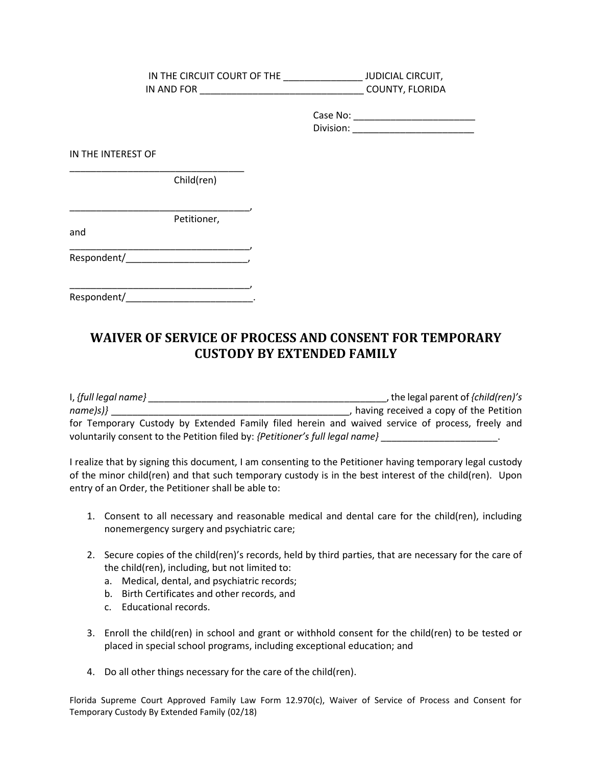IN THE CIRCUIT COURT OF THE _______________ JUDICIAL CIRCUIT,
IN AND FOR _______________________________ COUNTY, FLORIDA

Case No: _______________________
Division: _______________________

IN THE INTEREST OF

__________________________________
Child(ren)

___________________________________,
Petitioner,

and

___________________________________,
Respondent/_______________________,

___________________________________,
Respondent/________________________.

## WAIVER OF SERVICE OF PROCESS AND CONSENT FOR TEMPORARY CUSTODY BY EXTENDED FAMILY

I, *{full legal name}* _______________________________________________, the legal parent of *{child(ren)'s name)s)}* ______________________________________________, having received a copy of the Petition for Temporary Custody by Extended Family filed herein and waived service of process, freely and voluntarily consent to the Petition filed by: *{Petitioner's full legal name}* ______________________.

I realize that by signing this document, I am consenting to the Petitioner having temporary legal custody of the minor child(ren) and that such temporary custody is in the best interest of the child(ren). Upon entry of an Order, the Petitioner shall be able to:

1. Consent to all necessary and reasonable medical and dental care for the child(ren), including nonemergency surgery and psychiatric care;

2. Secure copies of the child(ren)'s records, held by third parties, that are necessary for the care of the child(ren), including, but not limited to:
   a. Medical, dental, and psychiatric records;
   b. Birth Certificates and other records, and
   c. Educational records.

3. Enroll the child(ren) in school and grant or withhold consent for the child(ren) to be tested or placed in special school programs, including exceptional education; and

4. Do all other things necessary for the care of the child(ren).

Florida Supreme Court Approved Family Law Form 12.970(c), Waiver of Service of Process and Consent for Temporary Custody By Extended Family (02/18)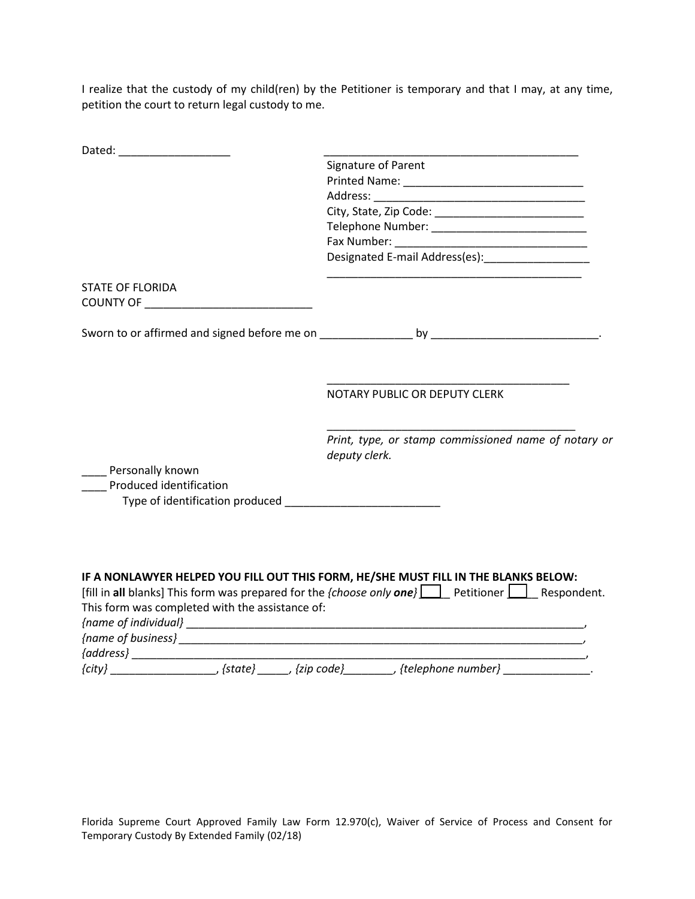I realize that the custody of my child(ren) by the Petitioner is temporary and that I may, at any time, petition the court to return legal custody to me.

Dated: __________________

__________________________________________
Signature of Parent
Printed Name: ______________________________
Address: __________________________________
City, State, Zip Code: ________________________
Telephone Number: __________________________
Fax Number: _______________________________
Designated E-mail Address(es):_________________
__________________________________________

STATE OF FLORIDA
COUNTY OF ___________________________

Sworn to or affirmed and signed before me on _______________ by ___________________________.

________________________________________
NOTARY PUBLIC OR DEPUTY CLERK

________________________________________
*Print, type, or stamp commissioned name of notary or deputy clerk.*

____ Personally known
____ Produced identification
Type of identification produced _________________________

**IF A NONLAWYER HELPED YOU FILL OUT THIS FORM, HE/SHE MUST FILL IN THE BLANKS BELOW:**
[fill in **all** blanks] This form was prepared for the *{choose only **one**}* ☐ Petitioner ☐ Respondent.
This form was completed with the assistance of:
*{name of individual}* ____________________________________________________________________,
*{name of business}* ____________________________________________________________________,
*{address}* _________________________________________________________________________,
*{city}* _________________, *{state}* _____, *{zip code}*________, *{telephone number}* ______________.

Florida Supreme Court Approved Family Law Form 12.970(c), Waiver of Service of Process and Consent for Temporary Custody By Extended Family (02/18)